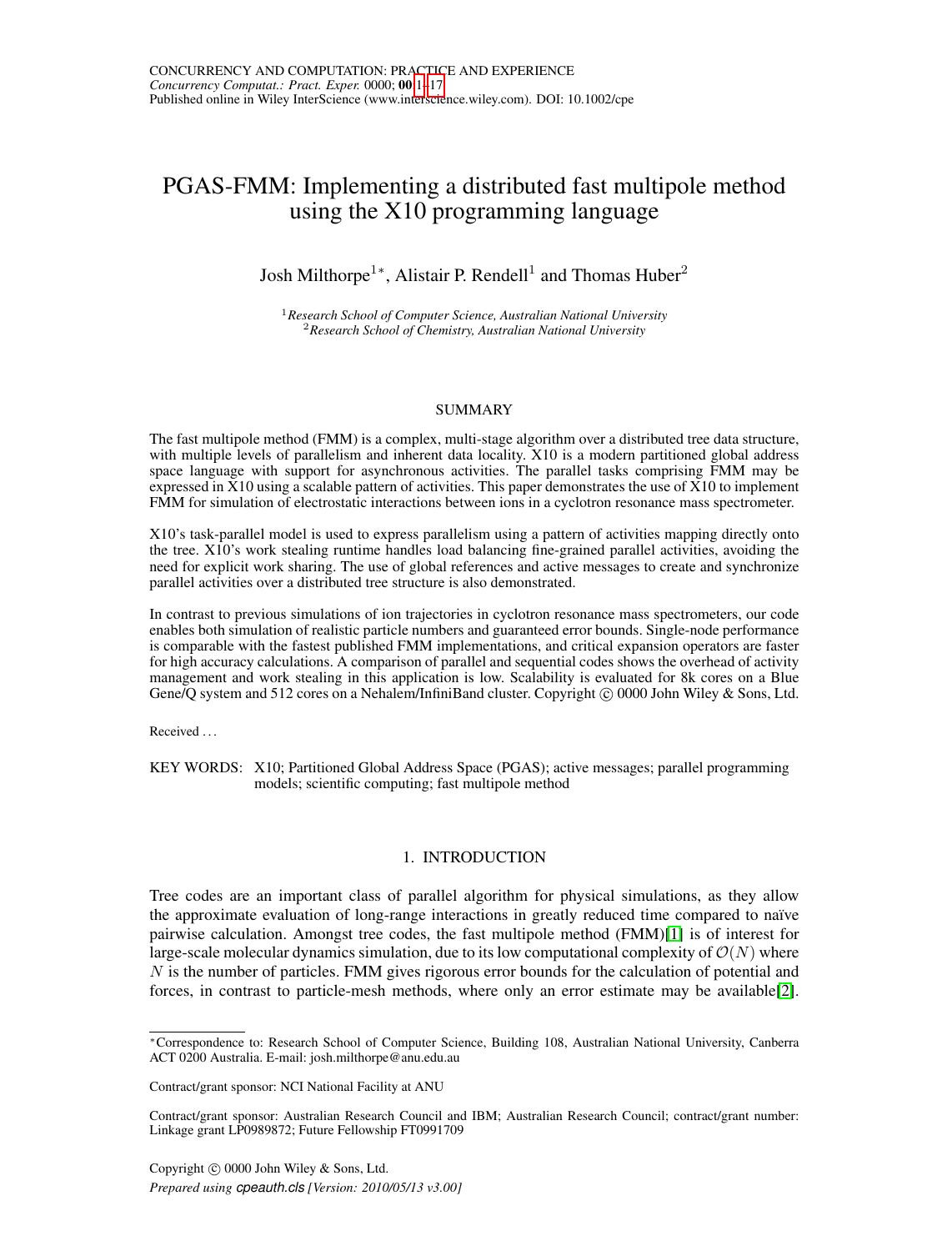# PGAS-FMM: Implementing a distributed fast multipole method using the X10 programming language

Josh Milthorpe[1*], Alistair P. Rendell[1] and Thomas Huber[2]

[1] *Research School of Computer Science, Australian National University*
[2] *Research School of Chemistry, Australian National University*

## SUMMARY

The fast multipole method (FMM) is a complex, multi-stage algorithm over a distributed tree data structure, with multiple levels of parallelism and inherent data locality. X10 is a modern partitioned global address space language with support for asynchronous activities. The parallel tasks comprising FMM may be expressed in X10 using a scalable pattern of activities. This paper demonstrates the use of X10 to implement FMM for simulation of electrostatic interactions between ions in a cyclotron resonance mass spectrometer.

X10's task-parallel model is used to express parallelism using a pattern of activities mapping directly onto the tree. X10's work stealing runtime handles load balancing fine-grained parallel activities, avoiding the need for explicit work sharing. The use of global references and active messages to create and synchronize parallel activities over a distributed tree structure is also demonstrated.

In contrast to previous simulations of ion trajectories in cyclotron resonance mass spectrometers, our code enables both simulation of realistic particle numbers and guaranteed error bounds. Single-node performance is comparable with the fastest published FMM implementations, and critical expansion operators are faster for high accuracy calculations. A comparison of parallel and sequential codes shows the overhead of activity management and work stealing in this application is low. Scalability is evaluated for 8k cores on a Blue Gene/Q system and 512 cores on a Nehalem/InfiniBand cluster. Copyright © 0000 John Wiley & Sons, Ltd.

Received ...

KEY WORDS: X10; Partitioned Global Address Space (PGAS); active messages; parallel programming models; scientific computing; fast multipole method

## 1. INTRODUCTION

Tree codes are an important class of parallel algorithm for physical simulations, as they allow the approximate evaluation of long-range interactions in greatly reduced time compared to naïve pairwise calculation. Amongst tree codes, the fast multipole method (FMM)[1] is of interest for large-scale molecular dynamics simulation, due to its low computational complexity of $\mathcal{O}(N)$ where $N$ is the number of particles. FMM gives rigorous error bounds for the calculation of potential and forces, in contrast to particle-mesh methods, where only an error estimate may be available[2].

*Correspondence to: Research School of Computer Science, Building 108, Australian National University, Canberra ACT 0200 Australia. E-mail: josh.milthorpe@anu.edu.au

Contract/grant sponsor: NCI National Facility at ANU

Contract/grant sponsor: Australian Research Council and IBM; Australian Research Council; contract/grant number: Linkage grant LP0989872; Future Fellowship FT0991709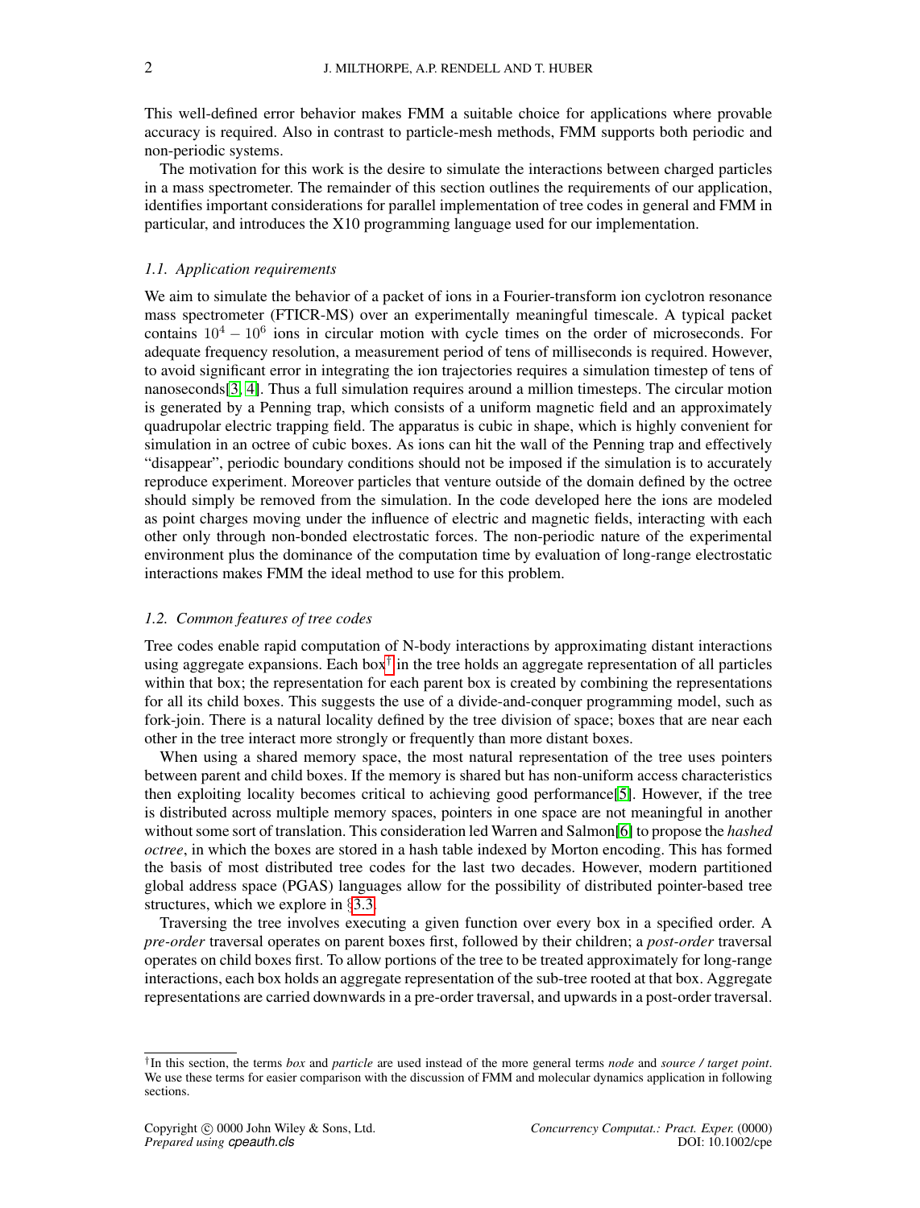This well-defined error behavior makes FMM a suitable choice for applications where provable accuracy is required. Also in contrast to particle-mesh methods, FMM supports both periodic and non-periodic systems.

The motivation for this work is the desire to simulate the interactions between charged particles in a mass spectrometer. The remainder of this section outlines the requirements of our application, identifies important considerations for parallel implementation of tree codes in general and FMM in particular, and introduces the X10 programming language used for our implementation.

### *1.1. Application requirements*

We aim to simulate the behavior of a packet of ions in a Fourier-transform ion cyclotron resonance mass spectrometer (FTICR-MS) over an experimentally meaningful timescale. A typical packet contains $10^4 - 10^6$ ions in circular motion with cycle times on the order of microseconds. For adequate frequency resolution, a measurement period of tens of milliseconds is required. However, to avoid significant error in integrating the ion trajectories requires a simulation timestep of tens of nanoseconds[3, 4]. Thus a full simulation requires around a million timesteps. The circular motion is generated by a Penning trap, which consists of a uniform magnetic field and an approximately quadrupolar electric trapping field. The apparatus is cubic in shape, which is highly convenient for simulation in an octree of cubic boxes. As ions can hit the wall of the Penning trap and effectively "disappear", periodic boundary conditions should not be imposed if the simulation is to accurately reproduce experiment. Moreover particles that venture outside of the domain defined by the octree should simply be removed from the simulation. In the code developed here the ions are modeled as point charges moving under the influence of electric and magnetic fields, interacting with each other only through non-bonded electrostatic forces. The non-periodic nature of the experimental environment plus the dominance of the computation time by evaluation of long-range electrostatic interactions makes FMM the ideal method to use for this problem.

### *1.2. Common features of tree codes*

Tree codes enable rapid computation of N-body interactions by approximating distant interactions using aggregate expansions. Each box[†] in the tree holds an aggregate representation of all particles within that box; the representation for each parent box is created by combining the representations for all its child boxes. This suggests the use of a divide-and-conquer programming model, such as fork-join. There is a natural locality defined by the tree division of space; boxes that are near each other in the tree interact more strongly or frequently than more distant boxes.

When using a shared memory space, the most natural representation of the tree uses pointers between parent and child boxes. If the memory is shared but has non-uniform access characteristics then exploiting locality becomes critical to achieving good performance[5]. However, if the tree is distributed across multiple memory spaces, pointers in one space are not meaningful in another without some sort of translation. This consideration led Warren and Salmon[6] to propose the *hashed octree*, in which the boxes are stored in a hash table indexed by Morton encoding. This has formed the basis of most distributed tree codes for the last two decades. However, modern partitioned global address space (PGAS) languages allow for the possibility of distributed pointer-based tree structures, which we explore in §3.3.

Traversing the tree involves executing a given function over every box in a specified order. A *pre-order* traversal operates on parent boxes first, followed by their children; a *post-order* traversal operates on child boxes first. To allow portions of the tree to be treated approximately for long-range interactions, each box holds an aggregate representation of the sub-tree rooted at that box. Aggregate representations are carried downwards in a pre-order traversal, and upwards in a post-order traversal.

---

[†] In this section, the terms *box* and *particle* are used instead of the more general terms *node* and *source / target point*. We use these terms for easier comparison with the discussion of FMM and molecular dynamics application in following sections.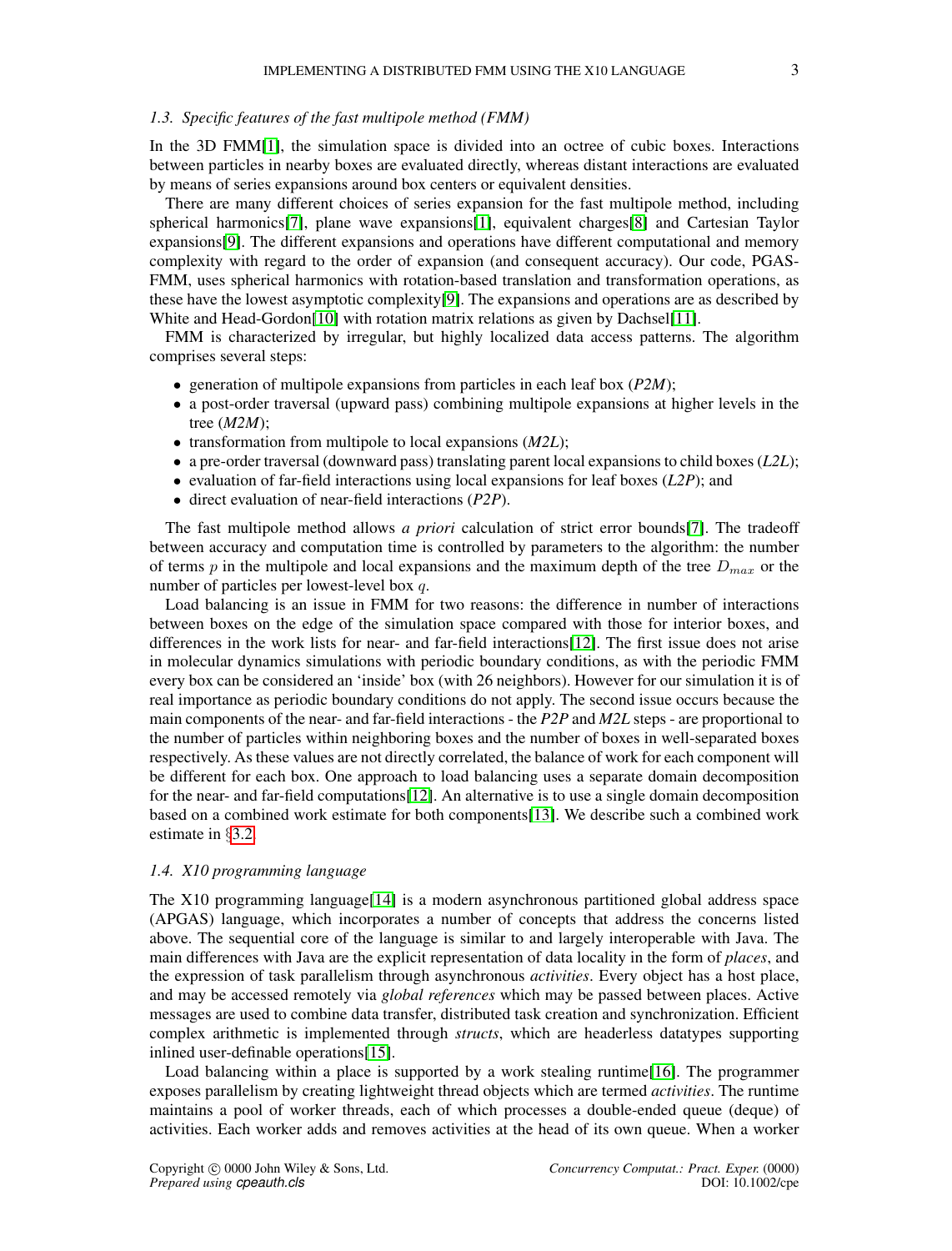### 1.3. Specific features of the fast multipole method (FMM)

In the 3D FMM[1], the simulation space is divided into an octree of cubic boxes. Interactions between particles in nearby boxes are evaluated directly, whereas distant interactions are evaluated by means of series expansions around box centers or equivalent densities.

There are many different choices of series expansion for the fast multipole method, including spherical harmonics[7], plane wave expansions[1], equivalent charges[8] and Cartesian Taylor expansions[9]. The different expansions and operations have different computational and memory complexity with regard to the order of expansion (and consequent accuracy). Our code, PGAS-FMM, uses spherical harmonics with rotation-based translation and transformation operations, as these have the lowest asymptotic complexity[9]. The expansions and operations are as described by White and Head-Gordon[10] with rotation matrix relations as given by Dachsel[11].

FMM is characterized by irregular, but highly localized data access patterns. The algorithm comprises several steps:

- generation of multipole expansions from particles in each leaf box (*P2M*);
- a post-order traversal (upward pass) combining multipole expansions at higher levels in the tree (*M2M*);
- transformation from multipole to local expansions (*M2L*);
- a pre-order traversal (downward pass) translating parent local expansions to child boxes (*L2L*);
- evaluation of far-field interactions using local expansions for leaf boxes (*L2P*); and
- direct evaluation of near-field interactions (*P2P*).

The fast multipole method allows *a priori* calculation of strict error bounds[7]. The tradeoff between accuracy and computation time is controlled by parameters to the algorithm: the number of terms $p$ in the multipole and local expansions and the maximum depth of the tree $D_{max}$ or the number of particles per lowest-level box $q$.

Load balancing is an issue in FMM for two reasons: the difference in number of interactions between boxes on the edge of the simulation space compared with those for interior boxes, and differences in the work lists for near- and far-field interactions[12]. The first issue does not arise in molecular dynamics simulations with periodic boundary conditions, as with the periodic FMM every box can be considered an 'inside' box (with 26 neighbors). However for our simulation it is of real importance as periodic boundary conditions do not apply. The second issue occurs because the main components of the near- and far-field interactions - the *P2P* and *M2L* steps - are proportional to the number of particles within neighboring boxes and the number of boxes in well-separated boxes respectively. As these values are not directly correlated, the balance of work for each component will be different for each box. One approach to load balancing uses a separate domain decomposition for the near- and far-field computations[12]. An alternative is to use a single domain decomposition based on a combined work estimate for both components[13]. We describe such a combined work estimate in §3.2.

### 1.4. X10 programming language

The X10 programming language[14] is a modern asynchronous partitioned global address space (APGAS) language, which incorporates a number of concepts that address the concerns listed above. The sequential core of the language is similar to and largely interoperable with Java. The main differences with Java are the explicit representation of data locality in the form of *places*, and the expression of task parallelism through asynchronous *activities*. Every object has a host place, and may be accessed remotely via *global references* which may be passed between places. Active messages are used to combine data transfer, distributed task creation and synchronization. Efficient complex arithmetic is implemented through *structs*, which are headerless datatypes supporting inlined user-definable operations[15].

Load balancing within a place is supported by a work stealing runtime[16]. The programmer exposes parallelism by creating lightweight thread objects which are termed *activities*. The runtime maintains a pool of worker threads, each of which processes a double-ended queue (deque) of activities. Each worker adds and removes activities at the head of its own queue. When a worker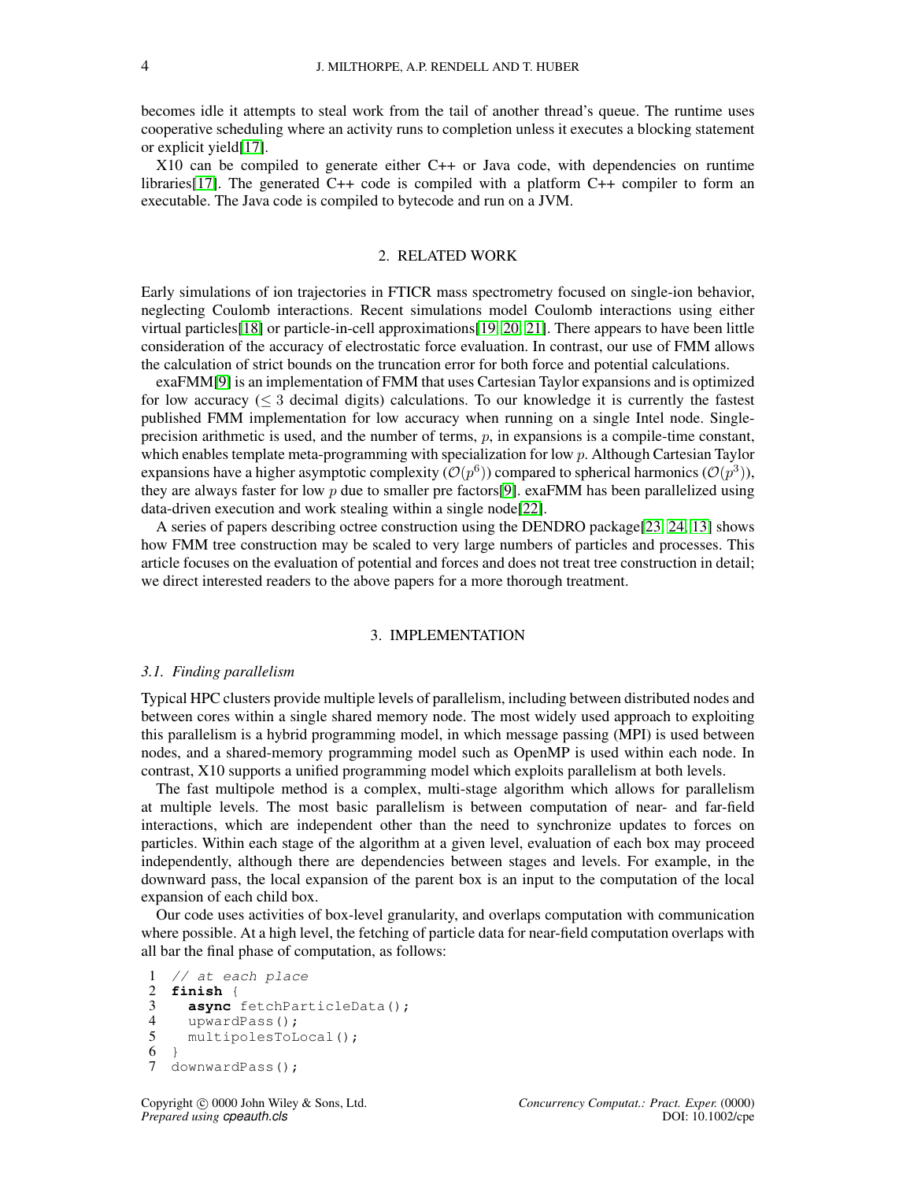becomes idle it attempts to steal work from the tail of another thread's queue. The runtime uses cooperative scheduling where an activity runs to completion unless it executes a blocking statement or explicit yield[17].

X10 can be compiled to generate either C++ or Java code, with dependencies on runtime libraries[17]. The generated C++ code is compiled with a platform C++ compiler to form an executable. The Java code is compiled to bytecode and run on a JVM.

## 2. RELATED WORK

Early simulations of ion trajectories in FTICR mass spectrometry focused on single-ion behavior, neglecting Coulomb interactions. Recent simulations model Coulomb interactions using either virtual particles[18] or particle-in-cell approximations[19, 20, 21]. There appears to have been little consideration of the accuracy of electrostatic force evaluation. In contrast, our use of FMM allows the calculation of strict bounds on the truncation error for both force and potential calculations.

exaFMM[9] is an implementation of FMM that uses Cartesian Taylor expansions and is optimized for low accuracy ($\leq 3$ decimal digits) calculations. To our knowledge it is currently the fastest published FMM implementation for low accuracy when running on a single Intel node. Single-precision arithmetic is used, and the number of terms, $p$, in expansions is a compile-time constant, which enables template meta-programming with specialization for low $p$. Although Cartesian Taylor expansions have a higher asymptotic complexity ($\mathcal{O}(p^6)$) compared to spherical harmonics ($\mathcal{O}(p^3)$), they are always faster for low $p$ due to smaller pre factors[9]. exaFMM has been parallelized using data-driven execution and work stealing within a single node[22].

A series of papers describing octree construction using the DENDRO package[23, 24, 13] shows how FMM tree construction may be scaled to very large numbers of particles and processes. This article focuses on the evaluation of potential and forces and does not treat tree construction in detail; we direct interested readers to the above papers for a more thorough treatment.

## 3. IMPLEMENTATION

### 3.1. Finding parallelism

Typical HPC clusters provide multiple levels of parallelism, including between distributed nodes and between cores within a single shared memory node. The most widely used approach to exploiting this parallelism is a hybrid programming model, in which message passing (MPI) is used between nodes, and a shared-memory programming model such as OpenMP is used within each node. In contrast, X10 supports a unified programming model which exploits parallelism at both levels.

The fast multipole method is a complex, multi-stage algorithm which allows for parallelism at multiple levels. The most basic parallelism is between computation of near- and far-field interactions, which are independent other than the need to synchronize updates to forces on particles. Within each stage of the algorithm at a given level, evaluation of each box may proceed independently, although there are dependencies between stages and levels. For example, in the downward pass, the local expansion of the parent box is an input to the computation of the local expansion of each child box.

Our code uses activities of box-level granularity, and overlaps computation with communication where possible. At a high level, the fetching of particle data for near-field computation overlaps with all bar the final phase of computation, as follows:

```
1  // at each place
2  finish {
3    async fetchParticleData();
4    upwardPass();
5    multipolesToLocal();
6  }
7  downwardPass();
```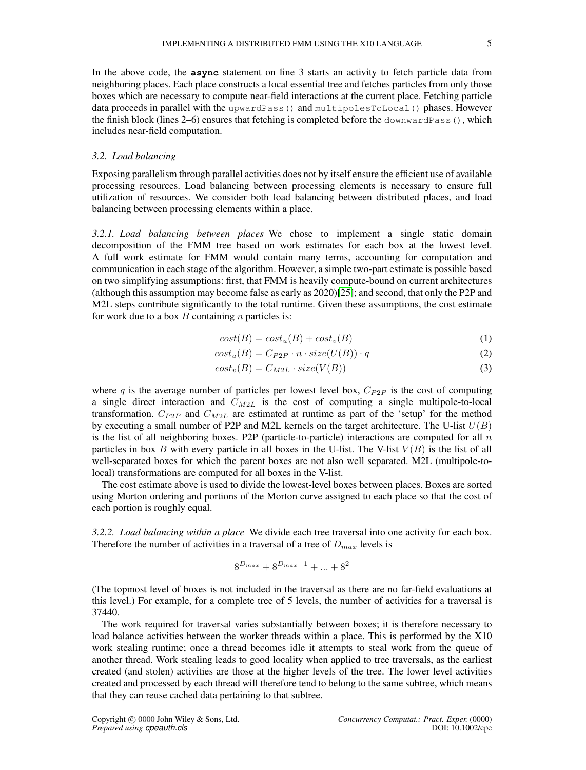In the above code, the **async** statement on line 3 starts an activity to fetch particle data from neighboring places. Each place constructs a local essential tree and fetches particles from only those boxes which are necessary to compute near-field interactions at the current place. Fetching particle data proceeds in parallel with the `upwardPass()` and `multipolesToLocal()` phases. However the finish block (lines 2–6) ensures that fetching is completed before the `downwardPass()`, which includes near-field computation.

### 3.2. Load balancing

Exposing parallelism through parallel activities does not by itself ensure the efficient use of available processing resources. Load balancing between processing elements is necessary to ensure full utilization of resources. We consider both load balancing between distributed places, and load balancing between processing elements within a place.

*3.2.1. Load balancing between places* We chose to implement a single static domain decomposition of the FMM tree based on work estimates for each box at the lowest level. A full work estimate for FMM would contain many terms, accounting for computation and communication in each stage of the algorithm. However, a simple two-part estimate is possible based on two simplifying assumptions: first, that FMM is heavily compute-bound on current architectures (although this assumption may become false as early as 2020)[25]; and second, that only the P2P and M2L steps contribute significantly to the total runtime. Given these assumptions, the cost estimate for work due to a box $B$ containing $n$ particles is:

$$cost(B) = cost_u(B) + cost_v(B) \tag{1}$$

$$cost_u(B) = C_{P2P} \cdot n \cdot size(U(B)) \cdot q \tag{2}$$

$$cost_v(B) = C_{M2L} \cdot size(V(B)) \tag{3}$$

where $q$ is the average number of particles per lowest level box, $C_{P2P}$ is the cost of computing a single direct interaction and $C_{M2L}$ is the cost of computing a single multipole-to-local transformation. $C_{P2P}$ and $C_{M2L}$ are estimated at runtime as part of the 'setup' for the method by executing a small number of P2P and M2L kernels on the target architecture. The U-list $U(B)$ is the list of all neighboring boxes. P2P (particle-to-particle) interactions are computed for all $n$ particles in box $B$ with every particle in all boxes in the U-list. The V-list $V(B)$ is the list of all well-separated boxes for which the parent boxes are not also well separated. M2L (multipole-to-local) transformations are computed for all boxes in the V-list.

The cost estimate above is used to divide the lowest-level boxes between places. Boxes are sorted using Morton ordering and portions of the Morton curve assigned to each place so that the cost of each portion is roughly equal.

*3.2.2. Load balancing within a place* We divide each tree traversal into one activity for each box. Therefore the number of activities in a traversal of a tree of $D_{max}$ levels is

$$8^{D_{max}} + 8^{D_{max}-1} + ... + 8^2$$

(The topmost level of boxes is not included in the traversal as there are no far-field evaluations at this level.) For example, for a complete tree of 5 levels, the number of activities for a traversal is 37440.

The work required for traversal varies substantially between boxes; it is therefore necessary to load balance activities between the worker threads within a place. This is performed by the X10 work stealing runtime; once a thread becomes idle it attempts to steal work from the queue of another thread. Work stealing leads to good locality when applied to tree traversals, as the earliest created (and stolen) activities are those at the higher levels of the tree. The lower level activities created and processed by each thread will therefore tend to belong to the same subtree, which means that they can reuse cached data pertaining to that subtree.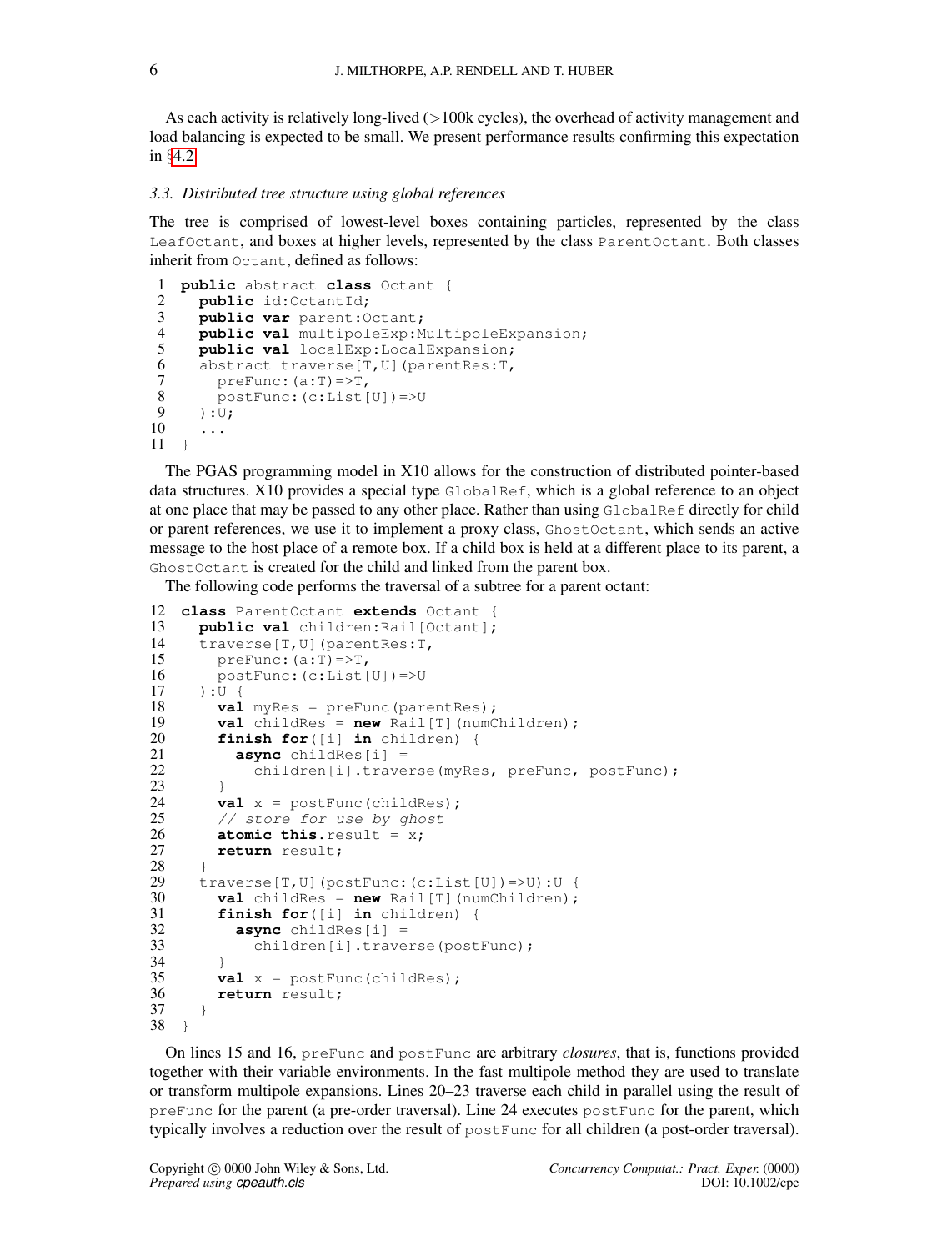As each activity is relatively long-lived (>100k cycles), the overhead of activity management and load balancing is expected to be small. We present performance results confirming this expectation in §4.2.

### 3.3. Distributed tree structure using global references

The tree is comprised of lowest-level boxes containing particles, represented by the class `LeafOctant`, and boxes at higher levels, represented by the class `ParentOctant`. Both classes inherit from `Octant`, defined as follows:

```
1  public abstract class Octant {
2    public id:OctantId;
3    public var parent:Octant;
4    public val multipoleExp:MultipoleExpansion;
5    public val localExp:LocalExpansion;
6    abstract traverse[T,U](parentRes:T,
7      preFunc:(a:T)=>T,
8      postFunc:(c:List[U])=>U
9    ):U;
10   ...
11 }
```

The PGAS programming model in X10 allows for the construction of distributed pointer-based data structures. X10 provides a special type `GlobalRef`, which is a global reference to an object at one place that may be passed to any other place. Rather than using `GlobalRef` directly for child or parent references, we use it to implement a proxy class, `GhostOctant`, which sends an active message to the host place of a remote box. If a child box is held at a different place to its parent, a `GhostOctant` is created for the child and linked from the parent box.

The following code performs the traversal of a subtree for a parent octant:

```
12 class ParentOctant extends Octant {
13   public val children:Rail[Octant];
14   traverse[T,U](parentRes:T,
15     preFunc:(a:T)=>T,
16     postFunc:(c:List[U])=>U
17   ):U {
18     val myRes = preFunc(parentRes);
19     val childRes = new Rail[T](numChildren);
20     finish for([i] in children) {
21       async childRes[i] =
22         children[i].traverse(myRes, preFunc, postFunc);
23     }
24     val x = postFunc(childRes);
25     // store for use by ghost
26     atomic this.result = x;
27     return result;
28   }
29   traverse[T,U](postFunc:(c:List[U])=>U):U {
30     val childRes = new Rail[T](numChildren);
31     finish for([i] in children) {
32       async childRes[i] =
33         children[i].traverse(postFunc);
34     }
35     val x = postFunc(childRes);
36     return result;
37   }
38 }
```

On lines 15 and 16, `preFunc` and `postFunc` are arbitrary *closures*, that is, functions provided together with their variable environments. In the fast multipole method they are used to translate or transform multipole expansions. Lines 20–23 traverse each child in parallel using the result of `preFunc` for the parent (a pre-order traversal). Line 24 executes `postFunc` for the parent, which typically involves a reduction over the result of `postFunc` for all children (a post-order traversal).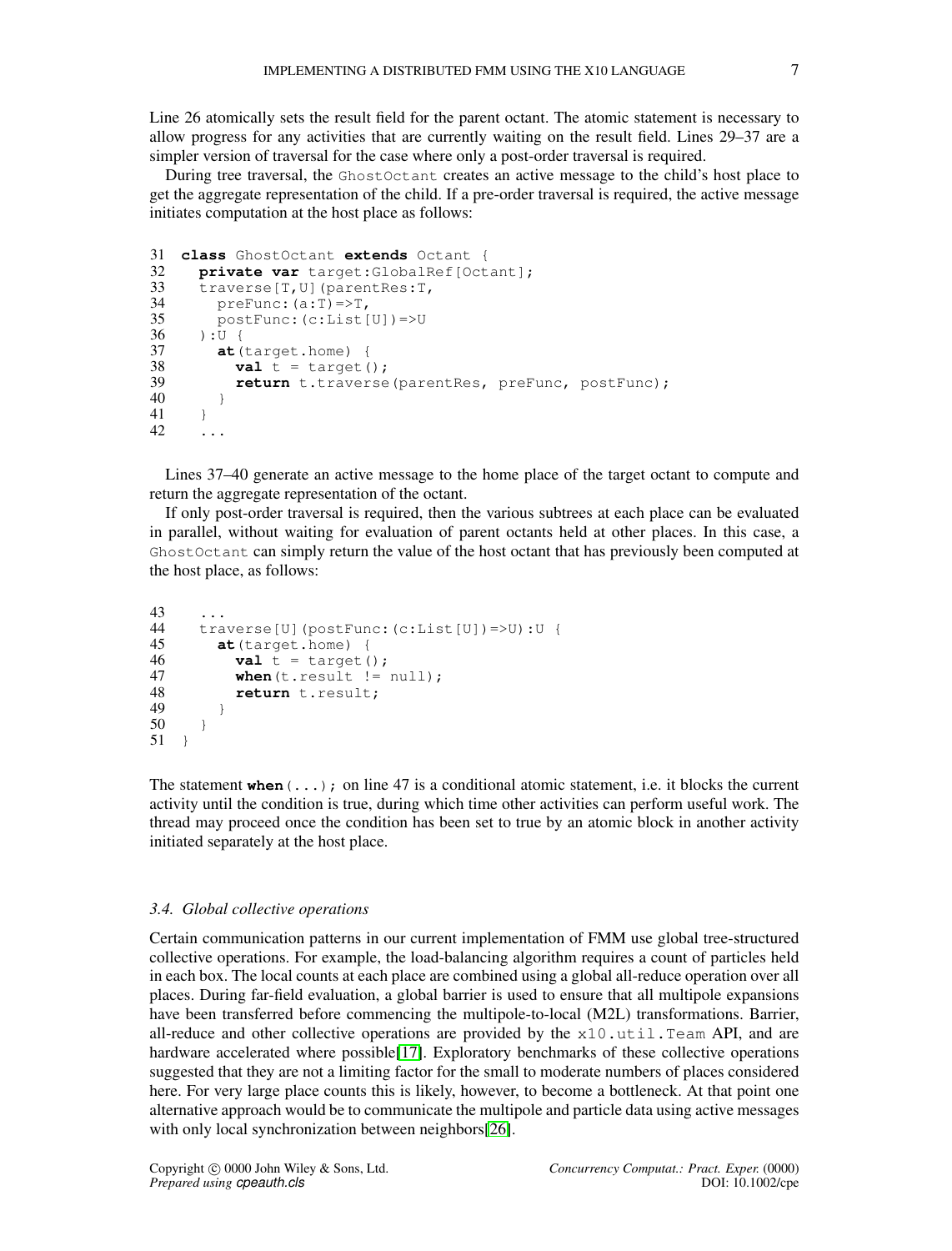Line 26 atomically sets the result field for the parent octant. The atomic statement is necessary to allow progress for any activities that are currently waiting on the result field. Lines 29–37 are a simpler version of traversal for the case where only a post-order traversal is required.

During tree traversal, the `GhostOctant` creates an active message to the child's host place to get the aggregate representation of the child. If a pre-order traversal is required, the active message initiates computation at the host place as follows:

```
31  class GhostOctant extends Octant {
32    private var target:GlobalRef[Octant];
33    traverse[T,U](parentRes:T,
34      preFunc:(a:T)=>T,
35      postFunc:(c:List[U])=>U
36    ):U {
37      at(target.home) {
38        val t = target();
39        return t.traverse(parentRes, preFunc, postFunc);
40      }
41    }
42    ...
```

Lines 37–40 generate an active message to the home place of the target octant to compute and return the aggregate representation of the octant.

If only post-order traversal is required, then the various subtrees at each place can be evaluated in parallel, without waiting for evaluation of parent octants held at other places. In this case, a `GhostOctant` can simply return the value of the host octant that has previously been computed at the host place, as follows:

```
43    ...
44    traverse[U](postFunc:(c:List[U])=>U):U {
45      at(target.home) {
46        val t = target();
47        when(t.result != null);
48        return t.result;
49      }
50    }
51  }
```

The statement `when(...);` on line 47 is a conditional atomic statement, i.e. it blocks the current activity until the condition is true, during which time other activities can perform useful work. The thread may proceed once the condition has been set to true by an atomic block in another activity initiated separately at the host place.

### *3.4. Global collective operations*

Certain communication patterns in our current implementation of FMM use global tree-structured collective operations. For example, the load-balancing algorithm requires a count of particles held in each box. The local counts at each place are combined using a global all-reduce operation over all places. During far-field evaluation, a global barrier is used to ensure that all multipole expansions have been transferred before commencing the multipole-to-local (M2L) transformations. Barrier, all-reduce and other collective operations are provided by the `x10.util.Team` API, and are hardware accelerated where possible[17]. Exploratory benchmarks of these collective operations suggested that they are not a limiting factor for the small to moderate numbers of places considered here. For very large place counts this is likely, however, to become a bottleneck. At that point one alternative approach would be to communicate the multipole and particle data using active messages with only local synchronization between neighbors[26].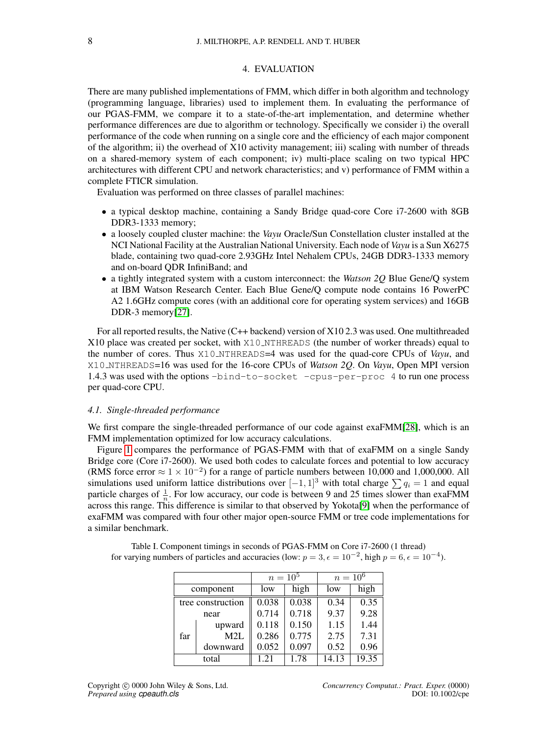## 4. EVALUATION

There are many published implementations of FMM, which differ in both algorithm and technology (programming language, libraries) used to implement them. In evaluating the performance of our PGAS-FMM, we compare it to a state-of-the-art implementation, and determine whether performance differences are due to algorithm or technology. Specifically we consider i) the overall performance of the code when running on a single core and the efficiency of each major component of the algorithm; ii) the overhead of X10 activity management; iii) scaling with number of threads on a shared-memory system of each component; iv) multi-place scaling on two typical HPC architectures with different CPU and network characteristics; and v) performance of FMM within a complete FTICR simulation.

Evaluation was performed on three classes of parallel machines:

- a typical desktop machine, containing a Sandy Bridge quad-core Core i7-2600 with 8GB DDR3-1333 memory;
- a loosely coupled cluster machine: the *Vayu* Oracle/Sun Constellation cluster installed at the NCI National Facility at the Australian National University. Each node of *Vayu* is a Sun X6275 blade, containing two quad-core 2.93GHz Intel Nehalem CPUs, 24GB DDR3-1333 memory and on-board QDR InfiniBand; and
- a tightly integrated system with a custom interconnect: the *Watson 2Q* Blue Gene/Q system at IBM Watson Research Center. Each Blue Gene/Q compute node contains 16 PowerPC A2 1.6GHz compute cores (with an additional core for operating system services) and 16GB DDR-3 memory[27].

For all reported results, the Native (C++ backend) version of X10 2.3 was used. One multithreaded X10 place was created per socket, with `X10_NTHREADS` (the number of worker threads) equal to the number of cores. Thus `X10_NTHREADS`=4 was used for the quad-core CPUs of *Vayu*, and `X10_NTHREADS`=16 was used for the 16-core CPUs of *Watson 2Q*. On *Vayu*, Open MPI version 1.4.3 was used with the options `-bind-to-socket -cpus-per-proc 4` to run one process per quad-core CPU.

### 4.1. Single-threaded performance

We first compare the single-threaded performance of our code against exaFMM[28], which is an FMM implementation optimized for low accuracy calculations.

Figure 1 compares the performance of PGAS-FMM with that of exaFMM on a single Sandy Bridge core (Core i7-2600). We used both codes to calculate forces and potential to low accuracy (RMS force error $\approx 1 \times 10^{-2}$) for a range of particle numbers between 10,000 and 1,000,000. All simulations used uniform lattice distributions over $[-1, 1]^3$ with total charge $\sum q_i = 1$ and equal particle charges of $\frac{1}{n}$. For low accuracy, our code is between 9 and 25 times slower than exaFMM across this range. This difference is similar to that observed by Yokota[9] when the performance of exaFMM was compared with four other major open-source FMM or tree code implementations for a similar benchmark.

Table I. Component timings in seconds of PGAS-FMM on Core i7-2600 (1 thread) for varying numbers of particles and accuracies (low: $p = 3, \epsilon = 10^{-2}$, high $p = 6, \epsilon = 10^{-4}$).

| | | $n = 10^5$ | | $n = 10^6$ | |
|---|---|---|---|---|---|
| component | | low | high | low | high |
| tree construction | | 0.038 | 0.038 | 0.34 | 0.35 |
| near | | 0.714 | 0.718 | 9.37 | 9.28 |
| far | upward | 0.118 | 0.150 | 1.15 | 1.44 |
| | M2L | 0.286 | 0.775 | 2.75 | 7.31 |
| | downward | 0.052 | 0.097 | 0.52 | 0.96 |
| total | | 1.21 | 1.78 | 14.13 | 19.35 |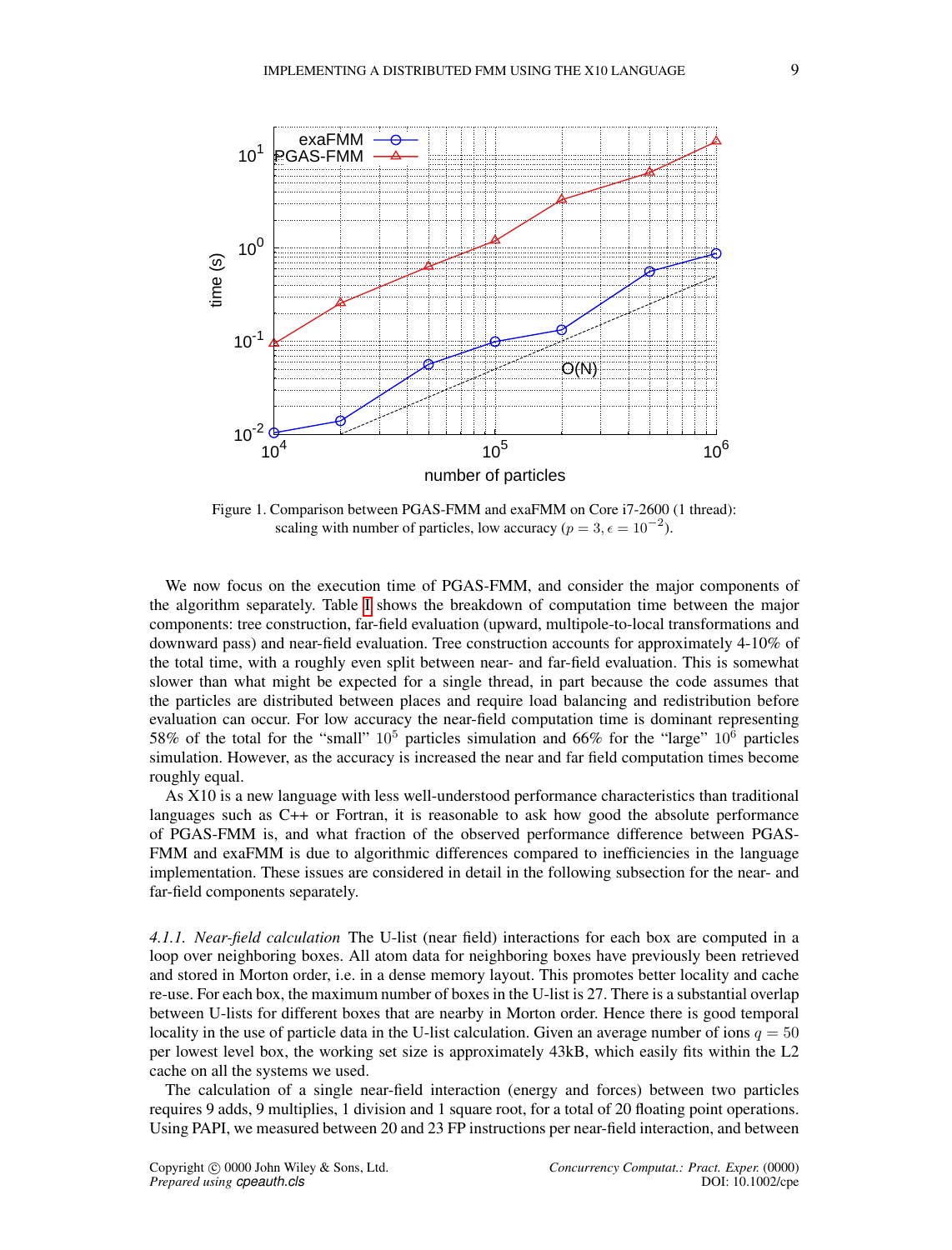Figure 1. Comparison between PGAS-FMM and exaFMM on Core i7-2600 (1 thread): scaling with number of particles, low accuracy ($p = 3, \epsilon = 10^{-2}$).

We now focus on the execution time of PGAS-FMM, and consider the major components of the algorithm separately. Table I shows the breakdown of computation time between the major components: tree construction, far-field evaluation (upward, multipole-to-local transformations and downward pass) and near-field evaluation. Tree construction accounts for approximately 4-10% of the total time, with a roughly even split between near- and far-field evaluation. This is somewhat slower than what might be expected for a single thread, in part because the code assumes that the particles are distributed between places and require load balancing and redistribution before evaluation can occur. For low accuracy the near-field computation time is dominant representing 58% of the total for the "small" $10^5$ particles simulation and 66% for the "large" $10^6$ particles simulation. However, as the accuracy is increased the near and far field computation times become roughly equal.

As X10 is a new language with less well-understood performance characteristics than traditional languages such as C++ or Fortran, it is reasonable to ask how good the absolute performance of PGAS-FMM is, and what fraction of the observed performance difference between PGAS-FMM and exaFMM is due to algorithmic differences compared to inefficiencies in the language implementation. These issues are considered in detail in the following subsection for the near- and far-field components separately.

*4.1.1. Near-field calculation* The U-list (near field) interactions for each box are computed in a loop over neighboring boxes. All atom data for neighboring boxes have previously been retrieved and stored in Morton order, i.e. in a dense memory layout. This promotes better locality and cache re-use. For each box, the maximum number of boxes in the U-list is 27. There is a substantial overlap between U-lists for different boxes that are nearby in Morton order. Hence there is good temporal locality in the use of particle data in the U-list calculation. Given an average number of ions $q = 50$ per lowest level box, the working set size is approximately 43kB, which easily fits within the L2 cache on all the systems we used.

The calculation of a single near-field interaction (energy and forces) between two particles requires 9 adds, 9 multiplies, 1 division and 1 square root, for a total of 20 floating point operations. Using PAPI, we measured between 20 and 23 FP instructions per near-field interaction, and between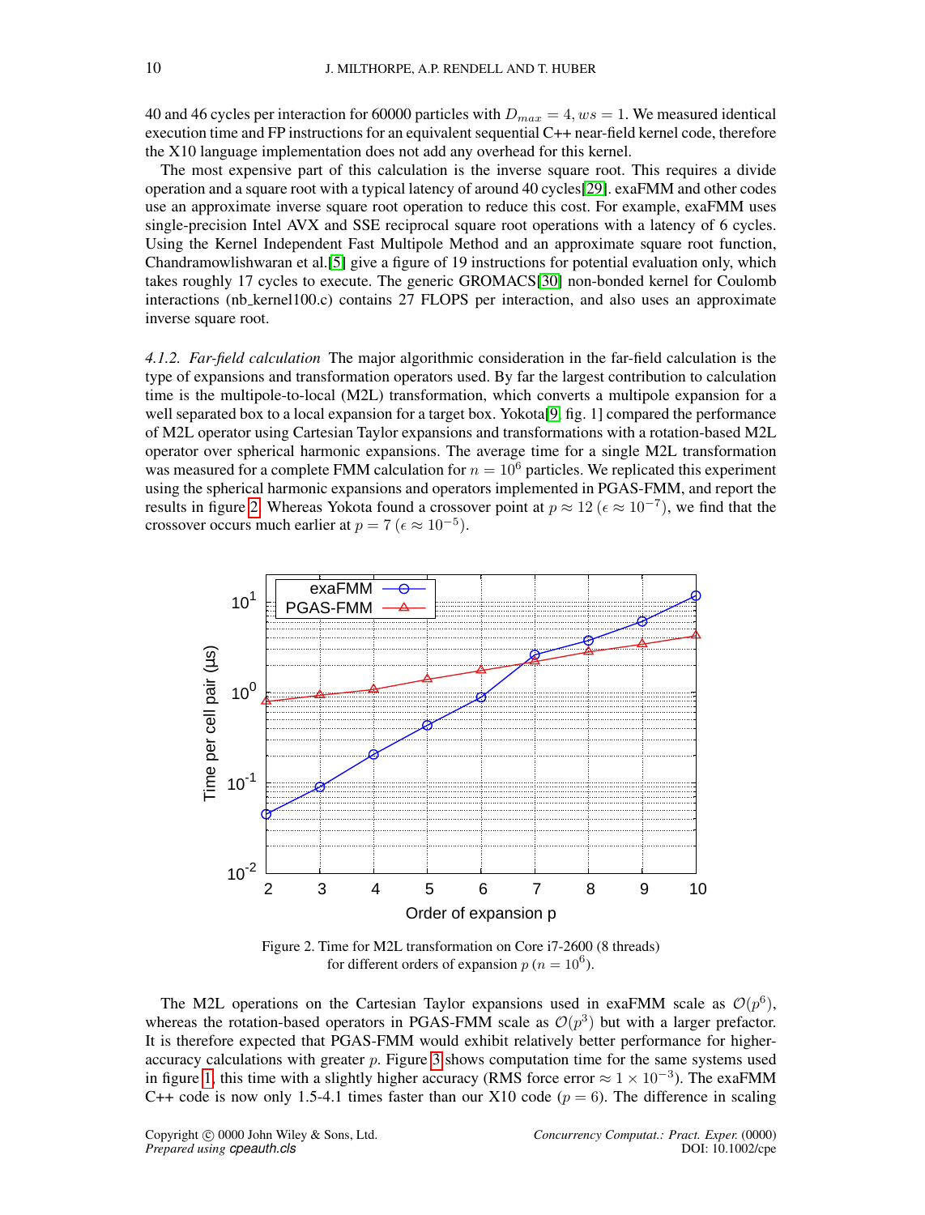40 and 46 cycles per interaction for 60000 particles with $D_{max} = 4, ws = 1$. We measured identical execution time and FP instructions for an equivalent sequential C++ near-field kernel code, therefore the X10 language implementation does not add any overhead for this kernel.

The most expensive part of this calculation is the inverse square root. This requires a divide operation and a square root with a typical latency of around 40 cycles[29]. exaFMM and other codes use an approximate inverse square root operation to reduce this cost. For example, exaFMM uses single-precision Intel AVX and SSE reciprocal square root operations with a latency of 6 cycles. Using the Kernel Independent Fast Multipole Method and an approximate square root function, Chandramowlishwaran et al.[5] give a figure of 19 instructions for potential evaluation only, which takes roughly 17 cycles to execute. The generic GROMACS[30] non-bonded kernel for Coulomb interactions (nb_kernel100.c) contains 27 FLOPS per interaction, and also uses an approximate inverse square root.

*4.1.2. Far-field calculation* The major algorithmic consideration in the far-field calculation is the type of expansions and transformation operators used. By far the largest contribution to calculation time is the multipole-to-local (M2L) transformation, which converts a multipole expansion for a well separated box to a local expansion for a target box. Yokota[9, fig. 1] compared the performance of M2L operator using Cartesian Taylor expansions and transformations with a rotation-based M2L operator over spherical harmonic expansions. The average time for a single M2L transformation was measured for a complete FMM calculation for $n = 10^6$ particles. We replicated this experiment using the spherical harmonic expansions and operators implemented in PGAS-FMM, and report the results in figure 2. Whereas Yokota found a crossover point at $p \approx 12$ ($\epsilon \approx 10^{-7}$), we find that the crossover occurs much earlier at $p = 7$ ($\epsilon \approx 10^{-5}$).

Figure 2. Time for M2L transformation on Core i7-2600 (8 threads) for different orders of expansion $p$ ($n = 10^6$).

The M2L operations on the Cartesian Taylor expansions used in exaFMM scale as $\mathcal{O}(p^6)$, whereas the rotation-based operators in PGAS-FMM scale as $\mathcal{O}(p^3)$ but with a larger prefactor. It is therefore expected that PGAS-FMM would exhibit relatively better performance for higher-accuracy calculations with greater $p$. Figure 3 shows computation time for the same systems used in figure 1, this time with a slightly higher accuracy (RMS force error $\approx 1 \times 10^{-3}$). The exaFMM C++ code is now only 1.5-4.1 times faster than our X10 code ($p = 6$). The difference in scaling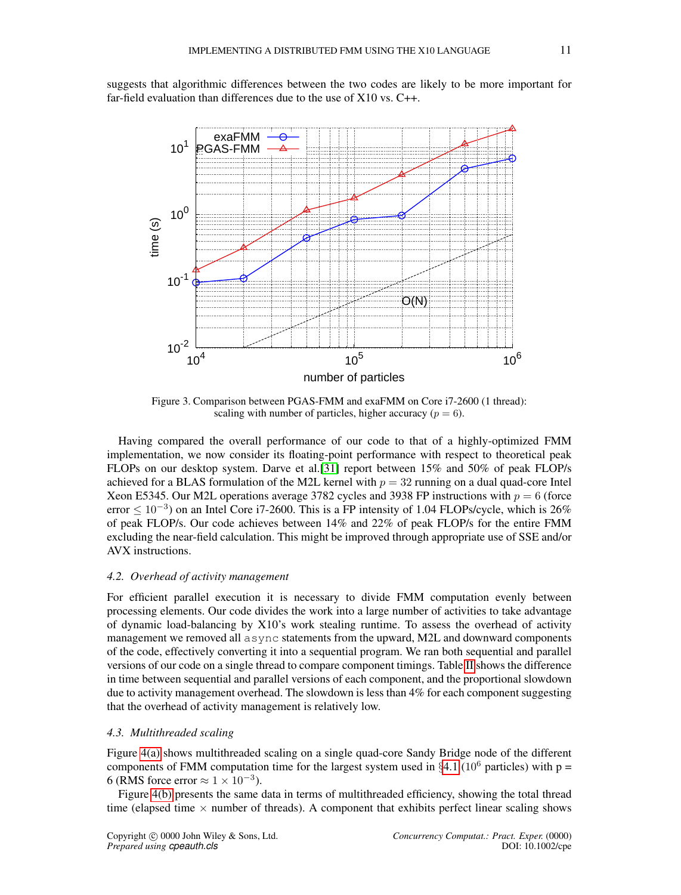suggests that algorithmic differences between the two codes are likely to be more important for far-field evaluation than differences due to the use of X10 vs. C++.

Figure 3. Comparison between PGAS-FMM and exaFMM on Core i7-2600 (1 thread): scaling with number of particles, higher accuracy ($p = 6$).

Having compared the overall performance of our code to that of a highly-optimized FMM implementation, we now consider its floating-point performance with respect to theoretical peak FLOPs on our desktop system. Darve et al.[31] report between 15% and 50% of peak FLOP/s achieved for a BLAS formulation of the M2L kernel with $p = 32$ running on a dual quad-core Intel Xeon E5345. Our M2L operations average 3782 cycles and 3938 FP instructions with $p = 6$ (force error $\leq 10^{-3}$) on an Intel Core i7-2600. This is a FP intensity of 1.04 FLOPs/cycle, which is 26% of peak FLOP/s. Our code achieves between 14% and 22% of peak FLOP/s for the entire FMM excluding the near-field calculation. This might be improved through appropriate use of SSE and/or AVX instructions.

### *4.2. Overhead of activity management*

For efficient parallel execution it is necessary to divide FMM computation evenly between processing elements. Our code divides the work into a large number of activities to take advantage of dynamic load-balancing by X10's work stealing runtime. To assess the overhead of activity management we removed all `async` statements from the upward, M2L and downward components of the code, effectively converting it into a sequential program. We ran both sequential and parallel versions of our code on a single thread to compare component timings. Table II shows the difference in time between sequential and parallel versions of each component, and the proportional slowdown due to activity management overhead. The slowdown is less than 4% for each component suggesting that the overhead of activity management is relatively low.

### *4.3. Multithreaded scaling*

Figure 4(a) shows multithreaded scaling on a single quad-core Sandy Bridge node of the different components of FMM computation time for the largest system used in §4.1 ($10^6$ particles) with p = 6 (RMS force error $\approx 1 \times 10^{-3}$).

Figure 4(b) presents the same data in terms of multithreaded efficiency, showing the total thread time (elapsed time $\times$ number of threads). A component that exhibits perfect linear scaling shows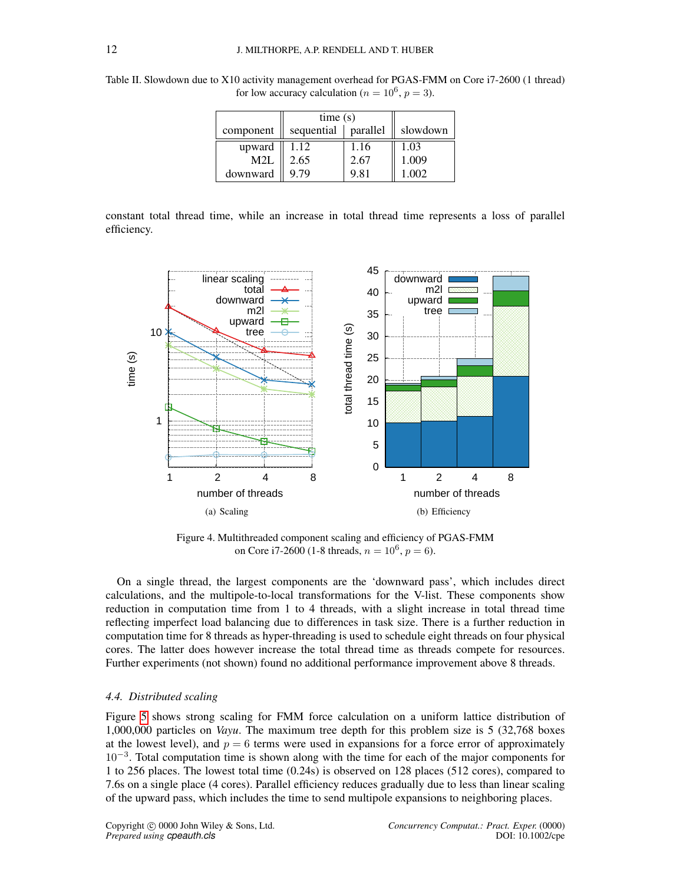Table II. Slowdown due to X10 activity management overhead for PGAS-FMM on Core i7-2600 (1 thread) for low accuracy calculation ($n = 10^6$, $p = 3$).

| component | time (s) sequential | time (s) parallel | slowdown |
|---|---|---|---|
| upward | 1.12 | 1.16 | 1.03 |
| M2L | 2.65 | 2.67 | 1.009 |
| downward | 9.79 | 9.81 | 1.002 |

constant total thread time, while an increase in total thread time represents a loss of parallel efficiency.

(a) Scaling

(b) Efficiency

Figure 4. Multithreaded component scaling and efficiency of PGAS-FMM on Core i7-2600 (1-8 threads, $n = 10^6$, $p = 6$).

On a single thread, the largest components are the 'downward pass', which includes direct calculations, and the multipole-to-local transformations for the V-list. These components show reduction in computation time from 1 to 4 threads, with a slight increase in total thread time reflecting imperfect load balancing due to differences in task size. There is a further reduction in computation time for 8 threads as hyper-threading is used to schedule eight threads on four physical cores. The latter does however increase the total thread time as threads compete for resources. Further experiments (not shown) found no additional performance improvement above 8 threads.

### 4.4. Distributed scaling

Figure 5 shows strong scaling for FMM force calculation on a uniform lattice distribution of 1,000,000 particles on *Vayu*. The maximum tree depth for this problem size is 5 (32,768 boxes at the lowest level), and $p = 6$ terms were used in expansions for a force error of approximately $10^{-3}$. Total computation time is shown along with the time for each of the major components for 1 to 256 places. The lowest total time (0.24s) is observed on 128 places (512 cores), compared to 7.6s on a single place (4 cores). Parallel efficiency reduces gradually due to less than linear scaling of the upward pass, which includes the time to send multipole expansions to neighboring places.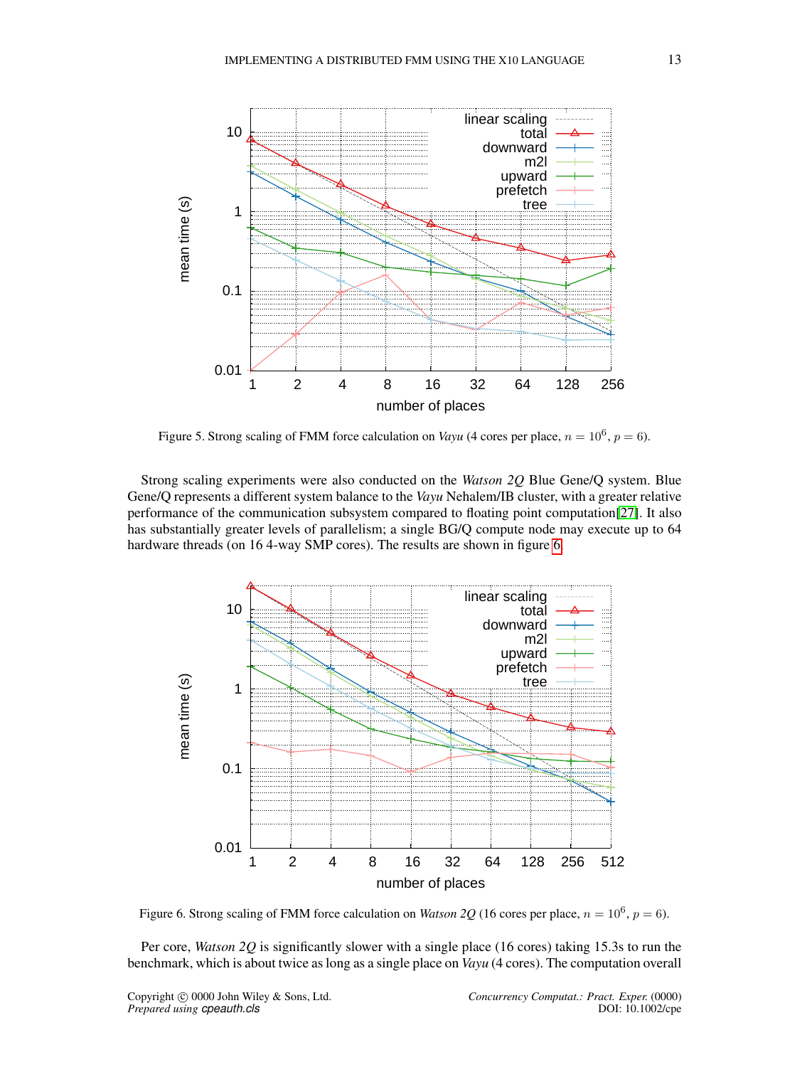Figure 5. Strong scaling of FMM force calculation on *Vayu* (4 cores per place, $n = 10^6$, $p = 6$).

Strong scaling experiments were also conducted on the *Watson 2Q* Blue Gene/Q system. Blue Gene/Q represents a different system balance to the *Vayu* Nehalem/IB cluster, with a greater relative performance of the communication subsystem compared to floating point computation[27]. It also has substantially greater levels of parallelism; a single BG/Q compute node may execute up to 64 hardware threads (on 16 4-way SMP cores). The results are shown in figure 6.

Figure 6. Strong scaling of FMM force calculation on *Watson 2Q* (16 cores per place, $n = 10^6$, $p = 6$).

Per core, *Watson 2Q* is significantly slower with a single place (16 cores) taking 15.3s to run the benchmark, which is about twice as long as a single place on *Vayu* (4 cores). The computation overall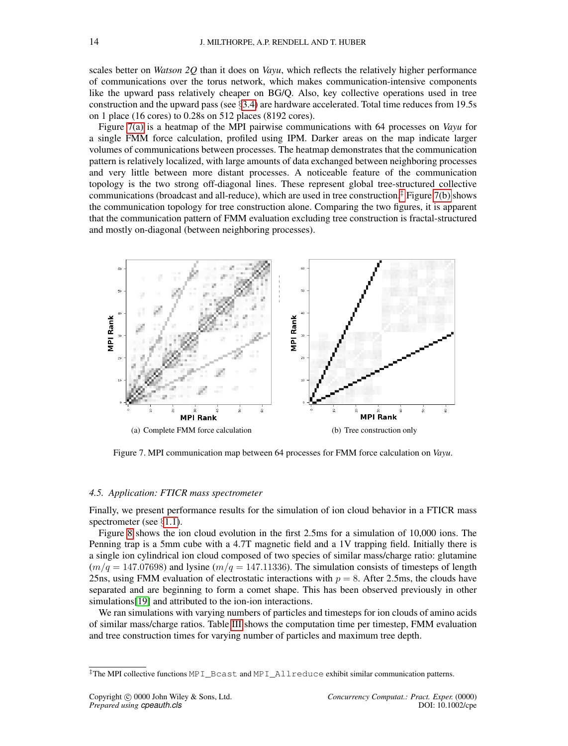scales better on *Watson 2Q* than it does on *Vayu*, which reflects the relatively higher performance of communications over the torus network, which makes communication-intensive components like the upward pass relatively cheaper on BG/Q. Also, key collective operations used in tree construction and the upward pass (see §3.4) are hardware accelerated. Total time reduces from 19.5s on 1 place (16 cores) to 0.28s on 512 places (8192 cores).

Figure 7(a) is a heatmap of the MPI pairwise communications with 64 processes on *Vayu* for a single FMM force calculation, profiled using IPM. Darker areas on the map indicate larger volumes of communications between processes. The heatmap demonstrates that the communication pattern is relatively localized, with large amounts of data exchanged between neighboring processes and very little between more distant processes. A noticeable feature of the communication topology is the two strong off-diagonal lines. These represent global tree-structured collective communications (broadcast and all-reduce), which are used in tree construction.[‡] Figure 7(b) shows the communication topology for tree construction alone. Comparing the two figures, it is apparent that the communication pattern of FMM evaluation excluding tree construction is fractal-structured and mostly on-diagonal (between neighboring processes).

(a) Complete FMM force calculation

(b) Tree construction only

Figure 7. MPI communication map between 64 processes for FMM force calculation on *Vayu*.

### 4.5. Application: FTICR mass spectrometer

Finally, we present performance results for the simulation of ion cloud behavior in a FTICR mass spectrometer (see §1.1).

Figure 8 shows the ion cloud evolution in the first 2.5ms for a simulation of 10,000 ions. The Penning trap is a 5mm cube with a 4.7T magnetic field and a 1V trapping field. Initially there is a single ion cylindrical ion cloud composed of two species of similar mass/charge ratio: glutamine ($m/q = 147.07698$) and lysine ($m/q = 147.11336$). The simulation consists of timesteps of length 25ns, using FMM evaluation of electrostatic interactions with $p = 8$. After 2.5ms, the clouds have separated and are beginning to form a comet shape. This has been observed previously in other simulations[19] and attributed to the ion-ion interactions.

We ran simulations with varying numbers of particles and timesteps for ion clouds of amino acids of similar mass/charge ratios. Table III shows the computation time per timestep, FMM evaluation and tree construction times for varying number of particles and maximum tree depth.

[‡] The MPI collective functions `MPI_Bcast` and `MPI_Allreduce` exhibit similar communication patterns.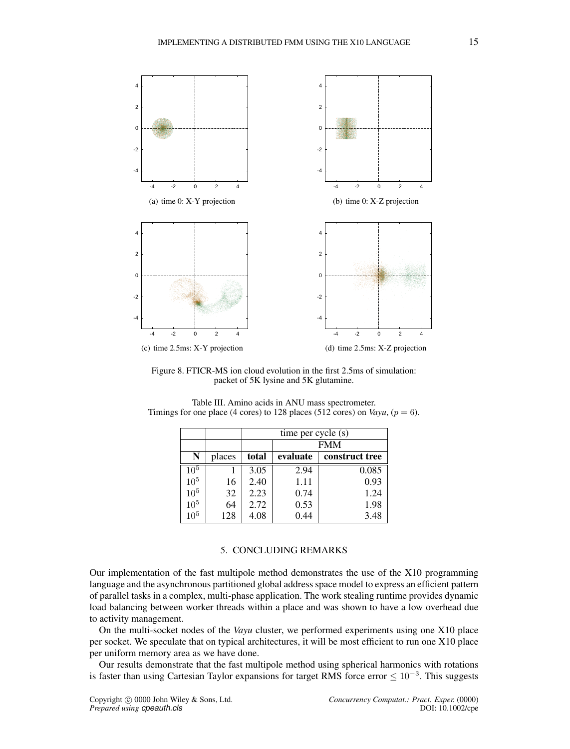(a) time 0: X-Y projection

(b) time 0: X-Z projection

(c) time 2.5ms: X-Y projection

(d) time 2.5ms: X-Z projection

Figure 8. FTICR-MS ion cloud evolution in the first 2.5ms of simulation: packet of 5K lysine and 5K glutamine.

Table III. Amino acids in ANU mass spectrometer.
Timings for one place (4 cores) to 128 places (512 cores) on *Vayu*, ($p = 6$).

| | | time per cycle (s) | | |
|---|---|---|---|---|
| | | | FMM | |
| **N** | places | **total** | **evaluate** | **construct tree** |
| $10^5$ | 1 | 3.05 | 2.94 | 0.085 |
| $10^5$ | 16 | 2.40 | 1.11 | 0.93 |
| $10^5$ | 32 | 2.23 | 0.74 | 1.24 |
| $10^5$ | 64 | 2.72 | 0.53 | 1.98 |
| $10^5$ | 128 | 4.08 | 0.44 | 3.48 |

## 5. CONCLUDING REMARKS

Our implementation of the fast multipole method demonstrates the use of the X10 programming language and the asynchronous partitioned global address space model to express an efficient pattern of parallel tasks in a complex, multi-phase application. The work stealing runtime provides dynamic load balancing between worker threads within a place and was shown to have a low overhead due to activity management.

On the multi-socket nodes of the *Vayu* cluster, we performed experiments using one X10 place per socket. We speculate that on typical architectures, it will be most efficient to run one X10 place per uniform memory area as we have done.

Our results demonstrate that the fast multipole method using spherical harmonics with rotations is faster than using Cartesian Taylor expansions for target RMS force error $\leq 10^{-3}$. This suggests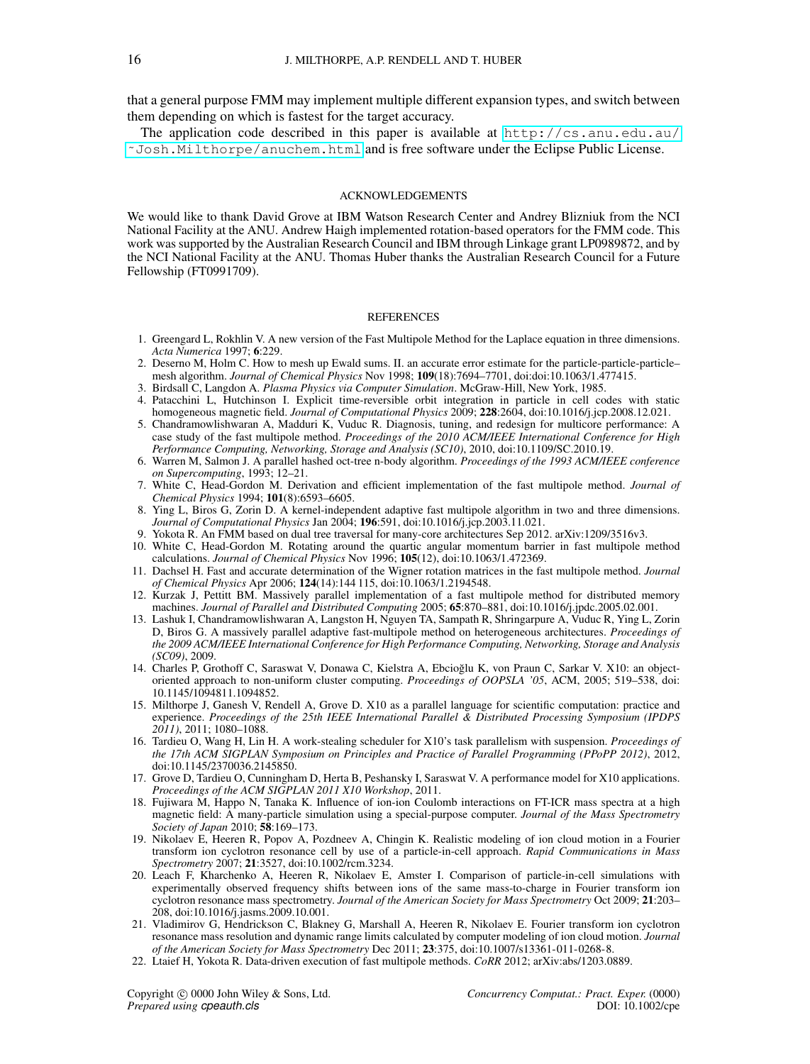that a general purpose FMM may implement multiple different expansion types, and switch between them depending on which is fastest for the target accuracy.

The application code described in this paper is available at http://cs.anu.edu.au/~Josh.Milthorpe/anuchem.html and is free software under the Eclipse Public License.

## ACKNOWLEDGEMENTS

We would like to thank David Grove at IBM Watson Research Center and Andrey Blizniuk from the NCI National Facility at the ANU. Andrew Haigh implemented rotation-based operators for the FMM code. This work was supported by the Australian Research Council and IBM through Linkage grant LP0989872, and by the NCI National Facility at the ANU. Thomas Huber thanks the Australian Research Council for a Future Fellowship (FT0991709).

## REFERENCES

1. Greengard L, Rokhlin V. A new version of the Fast Multipole Method for the Laplace equation in three dimensions. *Acta Numerica* 1997; **6**:229.
2. Deserno M, Holm C. How to mesh up Ewald sums. II. an accurate error estimate for the particle-particle-particle–mesh algorithm. *Journal of Chemical Physics* Nov 1998; **109**(18):7694–7701, doi:doi:10.1063/1.477415.
3. Birdsall C, Langdon A. *Plasma Physics via Computer Simulation*. McGraw-Hill, New York, 1985.
4. Patacchini L, Hutchinson I. Explicit time-reversible orbit integration in particle in cell codes with static homogeneous magnetic field. *Journal of Computational Physics* 2009; **228**:2604, doi:10.1016/j.jcp.2008.12.021.
5. Chandramowlishwaran A, Madduri K, Vuduc R. Diagnosis, tuning, and redesign for multicore performance: A case study of the fast multipole method. *Proceedings of the 2010 ACM/IEEE International Conference for High Performance Computing, Networking, Storage and Analysis (SC10)*, 2010, doi:10.1109/SC.2010.19.
6. Warren M, Salmon J. A parallel hashed oct-tree n-body algorithm. *Proceedings of the 1993 ACM/IEEE conference on Supercomputing*, 1993; 12–21.
7. White C, Head-Gordon M. Derivation and efficient implementation of the fast multipole method. *Journal of Chemical Physics* 1994; **101**(8):6593–6605.
8. Ying L, Biros G, Zorin D. A kernel-independent adaptive fast multipole algorithm in two and three dimensions. *Journal of Computational Physics* Jan 2004; **196**:591, doi:10.1016/j.jcp.2003.11.021.
9. Yokota R. An FMM based on dual tree traversal for many-core architectures Sep 2012. arXiv:1209/3516v3.
10. White C, Head-Gordon M. Rotating around the quartic angular momentum barrier in fast multipole method calculations. *Journal of Chemical Physics* Nov 1996; **105**(12), doi:10.1063/1.472369.
11. Dachsel H. Fast and accurate determination of the Wigner rotation matrices in the fast multipole method. *Journal of Chemical Physics* Apr 2006; **124**(14):144 115, doi:10.1063/1.2194548.
12. Kurzak J, Pettitt BM. Massively parallel implementation of a fast multipole method for distributed memory machines. *Journal of Parallel and Distributed Computing* 2005; **65**:870–881, doi:10.1016/j.jpdc.2005.02.001.
13. Lashuk I, Chandramowlishwaran A, Langston H, Nguyen TA, Sampath R, Shringarpure A, Vuduc R, Ying L, Zorin D, Biros G. A massively parallel adaptive fast-multipole method on heterogeneous architectures. *Proceedings of the 2009 ACM/IEEE International Conference for High Performance Computing, Networking, Storage and Analysis (SC09)*, 2009.
14. Charles P, Grothoff C, Saraswat V, Donawa C, Kielstra A, Ebcioğlu K, von Praun C, Sarkar V. X10: an object-oriented approach to non-uniform cluster computing. *Proceedings of OOPSLA '05*, ACM, 2005; 519–538, doi: 10.1145/1094811.1094852.
15. Milthorpe J, Ganesh V, Rendell A, Grove D. X10 as a parallel language for scientific computation: practice and experience. *Proceedings of the 25th IEEE International Parallel & Distributed Processing Symposium (IPDPS 2011)*, 2011; 1080–1088.
16. Tardieu O, Wang H, Lin H. A work-stealing scheduler for X10's task parallelism with suspension. *Proceedings of the 17th ACM SIGPLAN Symposium on Principles and Practice of Parallel Programming (PPoPP 2012)*, 2012, doi:10.1145/2370036.2145850.
17. Grove D, Tardieu O, Cunningham D, Herta B, Peshansky I, Saraswat V. A performance model for X10 applications. *Proceedings of the ACM SIGPLAN 2011 X10 Workshop*, 2011.
18. Fujiwara M, Happo N, Tanaka K. Influence of ion-ion Coulomb interactions on FT-ICR mass spectra at a high magnetic field: A many-particle simulation using a special-purpose computer. *Journal of the Mass Spectrometry Society of Japan* 2010; **58**:169–173.
19. Nikolaev E, Heeren R, Popov A, Pozdneev A, Chingin K. Realistic modeling of ion cloud motion in a Fourier transform ion cyclotron resonance cell by use of a particle-in-cell approach. *Rapid Communications in Mass Spectrometry* 2007; **21**:3527, doi:10.1002/rcm.3234.
20. Leach F, Kharchenko A, Heeren R, Nikolaev E, Amster I. Comparison of particle-in-cell simulations with experimentally observed frequency shifts between ions of the same mass-to-charge in Fourier transform ion cyclotron resonance mass spectrometry. *Journal of the American Society for Mass Spectrometry* Oct 2009; **21**:203–208, doi:10.1016/j.jasms.2009.10.001.
21. Vladimirov G, Hendrickson C, Blakney G, Marshall A, Heeren R, Nikolaev E. Fourier transform ion cyclotron resonance mass resolution and dynamic range limits calculated by computer modeling of ion cloud motion. *Journal of the American Society for Mass Spectrometry* Dec 2011; **23**:375, doi:10.1007/s13361-011-0268-8.
22. Ltaief H, Yokota R. Data-driven execution of fast multipole methods. *CoRR* 2012; arXiv:abs/1203.0889.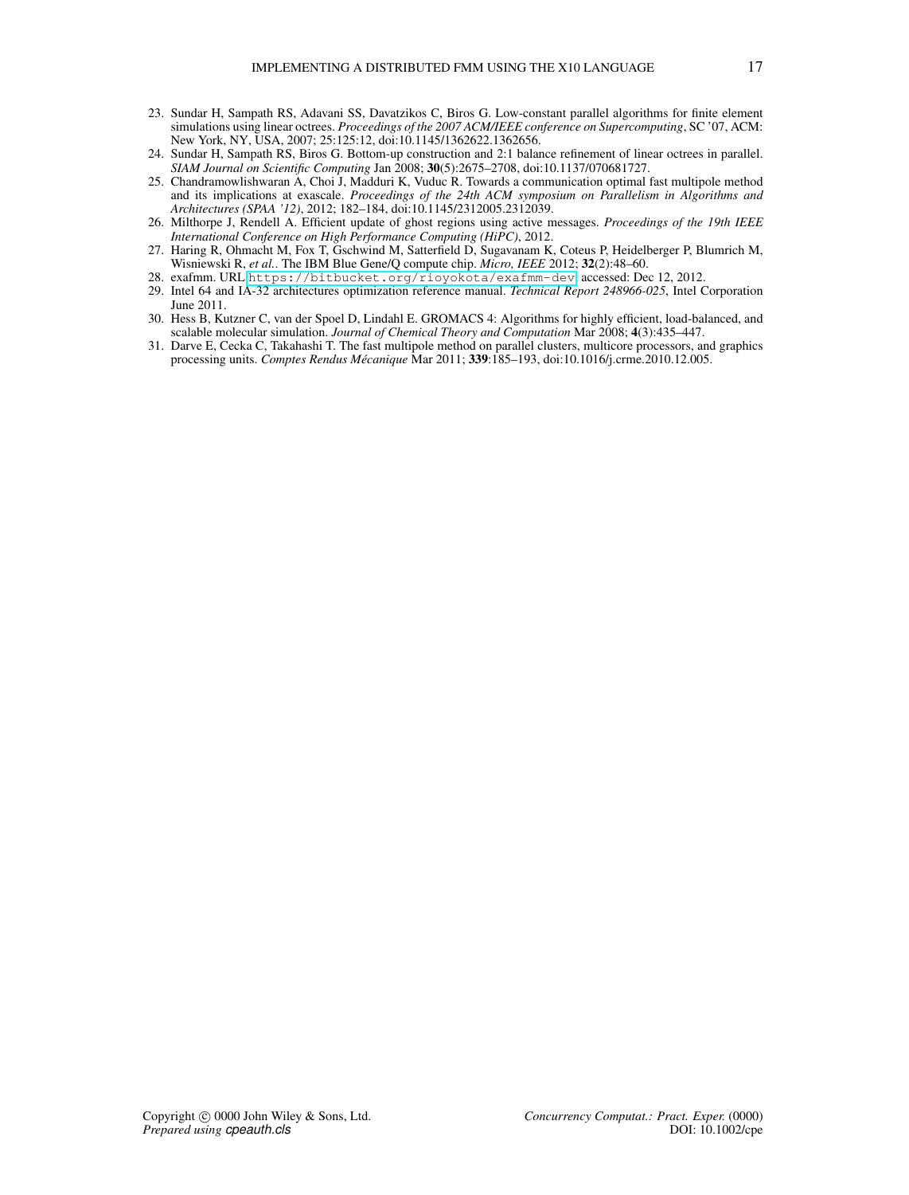23. Sundar H, Sampath RS, Adavani SS, Davatzikos C, Biros G. Low-constant parallel algorithms for finite element simulations using linear octrees. *Proceedings of the 2007 ACM/IEEE conference on Supercomputing*, SC '07, ACM: New York, NY, USA, 2007; 25:125:12, doi:10.1145/1362622.1362656.
24. Sundar H, Sampath RS, Biros G. Bottom-up construction and 2:1 balance refinement of linear octrees in parallel. *SIAM Journal on Scientific Computing* Jan 2008; **30**(5):2675–2708, doi:10.1137/070681727.
25. Chandramowlishwaran A, Choi J, Madduri K, Vuduc R. Towards a communication optimal fast multipole method and its implications at exascale. *Proceedings of the 24th ACM symposium on Parallelism in Algorithms and Architectures (SPAA '12)*, 2012; 182–184, doi:10.1145/2312005.2312039.
26. Milthorpe J, Rendell A. Efficient update of ghost regions using active messages. *Proceedings of the 19th IEEE International Conference on High Performance Computing (HiPC)*, 2012.
27. Haring R, Ohmacht M, Fox T, Gschwind M, Satterfield D, Sugavanam K, Coteus P, Heidelberger P, Blumrich M, Wisniewski R, *et al.*. The IBM Blue Gene/Q compute chip. *Micro, IEEE* 2012; **32**(2):48–60.
28. exafmm. URL `https://bitbucket.org/rioyokota/exafmm-dev`, accessed: Dec 12, 2012.
29. Intel 64 and IA-32 architectures optimization reference manual. *Technical Report 248966-025*, Intel Corporation June 2011.
30. Hess B, Kutzner C, van der Spoel D, Lindahl E. GROMACS 4: Algorithms for highly efficient, load-balanced, and scalable molecular simulation. *Journal of Chemical Theory and Computation* Mar 2008; **4**(3):435–447.
31. Darve E, Cecka C, Takahashi T. The fast multipole method on parallel clusters, multicore processors, and graphics processing units. *Comptes Rendus Mécanique* Mar 2011; **339**:185–193, doi:10.1016/j.crme.2010.12.005.